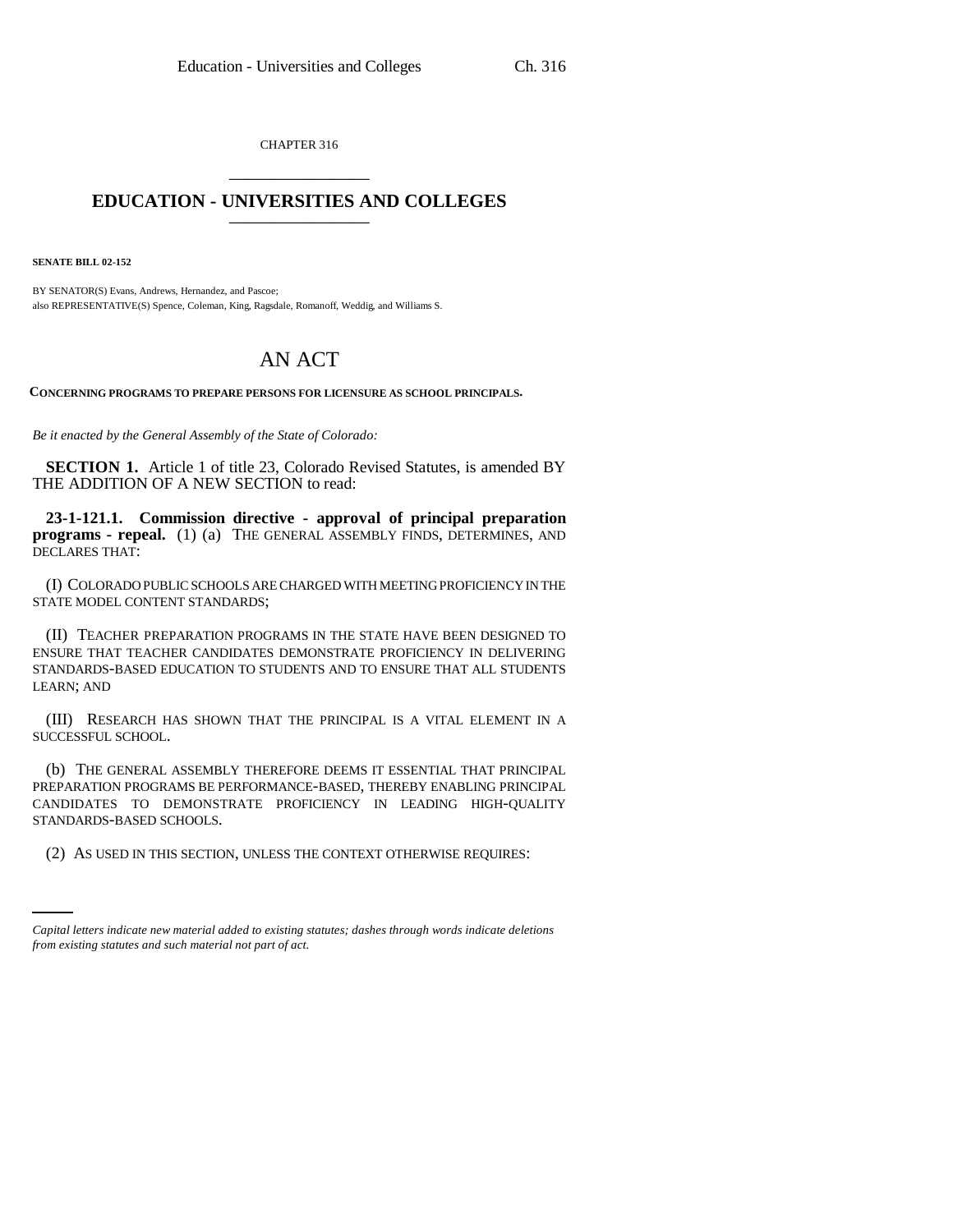CHAPTER 316

# EDUCATION - UNIVERSITIES AND COLLEGES

**SENATE BILL 02-152**

BY SENATOR(S) Evans, Andrews, Hernandez, and Pascoe;
also REPRESENTATIVE(S) Spence, Coleman, King, Ragsdale, Romanoff, Weddig, and Williams S.

# AN ACT

**CONCERNING PROGRAMS TO PREPARE PERSONS FOR LICENSURE AS SCHOOL PRINCIPALS.**

*Be it enacted by the General Assembly of the State of Colorado:*

**SECTION 1.** Article 1 of title 23, Colorado Revised Statutes, is amended BY THE ADDITION OF A NEW SECTION to read:

**23-1-121.1. Commission directive - approval of principal preparation programs - repeal.** (1) (a) THE GENERAL ASSEMBLY FINDS, DETERMINES, AND DECLARES THAT:

(I) COLORADO PUBLIC SCHOOLS ARE CHARGED WITH MEETING PROFICIENCY IN THE STATE MODEL CONTENT STANDARDS;

(II) TEACHER PREPARATION PROGRAMS IN THE STATE HAVE BEEN DESIGNED TO ENSURE THAT TEACHER CANDIDATES DEMONSTRATE PROFICIENCY IN DELIVERING STANDARDS-BASED EDUCATION TO STUDENTS AND TO ENSURE THAT ALL STUDENTS LEARN; AND

(III) RESEARCH HAS SHOWN THAT THE PRINCIPAL IS A VITAL ELEMENT IN A SUCCESSFUL SCHOOL.

(b) THE GENERAL ASSEMBLY THEREFORE DEEMS IT ESSENTIAL THAT PRINCIPAL PREPARATION PROGRAMS BE PERFORMANCE-BASED, THEREBY ENABLING PRINCIPAL CANDIDATES TO DEMONSTRATE PROFICIENCY IN LEADING HIGH-QUALITY STANDARDS-BASED SCHOOLS.

(2) AS USED IN THIS SECTION, UNLESS THE CONTEXT OTHERWISE REQUIRES:

*Capital letters indicate new material added to existing statutes; dashes through words indicate deletions from existing statutes and such material not part of act.*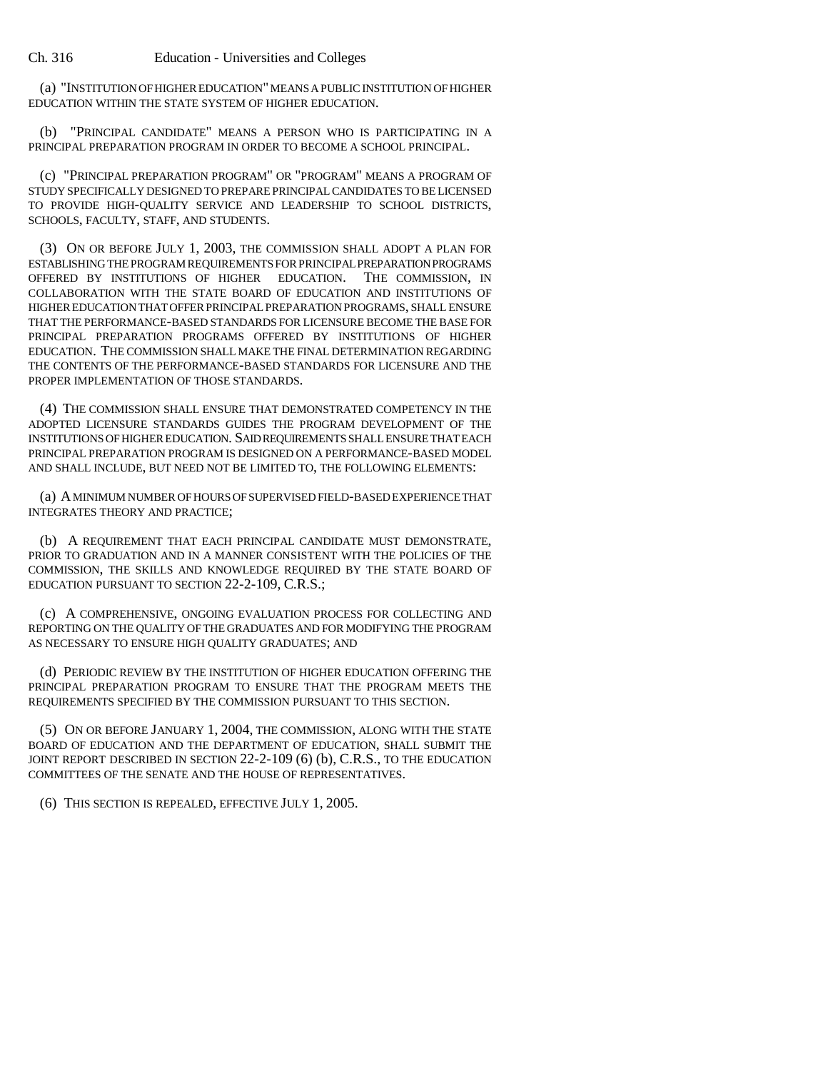(a) "INSTITUTION OF HIGHER EDUCATION" MEANS A PUBLIC INSTITUTION OF HIGHER EDUCATION WITHIN THE STATE SYSTEM OF HIGHER EDUCATION.

(b) "PRINCIPAL CANDIDATE" MEANS A PERSON WHO IS PARTICIPATING IN A PRINCIPAL PREPARATION PROGRAM IN ORDER TO BECOME A SCHOOL PRINCIPAL.

(c) "PRINCIPAL PREPARATION PROGRAM" OR "PROGRAM" MEANS A PROGRAM OF STUDY SPECIFICALLY DESIGNED TO PREPARE PRINCIPAL CANDIDATES TO BE LICENSED TO PROVIDE HIGH-QUALITY SERVICE AND LEADERSHIP TO SCHOOL DISTRICTS, SCHOOLS, FACULTY, STAFF, AND STUDENTS.

(3) ON OR BEFORE JULY 1, 2003, THE COMMISSION SHALL ADOPT A PLAN FOR ESTABLISHING THE PROGRAM REQUIREMENTS FOR PRINCIPAL PREPARATION PROGRAMS OFFERED BY INSTITUTIONS OF HIGHER EDUCATION. THE COMMISSION, IN COLLABORATION WITH THE STATE BOARD OF EDUCATION AND INSTITUTIONS OF HIGHER EDUCATION THAT OFFER PRINCIPAL PREPARATION PROGRAMS, SHALL ENSURE THAT THE PERFORMANCE-BASED STANDARDS FOR LICENSURE BECOME THE BASE FOR PRINCIPAL PREPARATION PROGRAMS OFFERED BY INSTITUTIONS OF HIGHER EDUCATION. THE COMMISSION SHALL MAKE THE FINAL DETERMINATION REGARDING THE CONTENTS OF THE PERFORMANCE-BASED STANDARDS FOR LICENSURE AND THE PROPER IMPLEMENTATION OF THOSE STANDARDS.

(4) THE COMMISSION SHALL ENSURE THAT DEMONSTRATED COMPETENCY IN THE ADOPTED LICENSURE STANDARDS GUIDES THE PROGRAM DEVELOPMENT OF THE INSTITUTIONS OF HIGHER EDUCATION. SAID REQUIREMENTS SHALL ENSURE THAT EACH PRINCIPAL PREPARATION PROGRAM IS DESIGNED ON A PERFORMANCE-BASED MODEL AND SHALL INCLUDE, BUT NEED NOT BE LIMITED TO, THE FOLLOWING ELEMENTS:

(a) A MINIMUM NUMBER OF HOURS OF SUPERVISED FIELD-BASED EXPERIENCE THAT INTEGRATES THEORY AND PRACTICE;

(b) A REQUIREMENT THAT EACH PRINCIPAL CANDIDATE MUST DEMONSTRATE, PRIOR TO GRADUATION AND IN A MANNER CONSISTENT WITH THE POLICIES OF THE COMMISSION, THE SKILLS AND KNOWLEDGE REQUIRED BY THE STATE BOARD OF EDUCATION PURSUANT TO SECTION 22-2-109, C.R.S.;

(c) A COMPREHENSIVE, ONGOING EVALUATION PROCESS FOR COLLECTING AND REPORTING ON THE QUALITY OF THE GRADUATES AND FOR MODIFYING THE PROGRAM AS NECESSARY TO ENSURE HIGH QUALITY GRADUATES; AND

(d) PERIODIC REVIEW BY THE INSTITUTION OF HIGHER EDUCATION OFFERING THE PRINCIPAL PREPARATION PROGRAM TO ENSURE THAT THE PROGRAM MEETS THE REQUIREMENTS SPECIFIED BY THE COMMISSION PURSUANT TO THIS SECTION.

(5) ON OR BEFORE JANUARY 1, 2004, THE COMMISSION, ALONG WITH THE STATE BOARD OF EDUCATION AND THE DEPARTMENT OF EDUCATION, SHALL SUBMIT THE JOINT REPORT DESCRIBED IN SECTION 22-2-109 (6) (b), C.R.S., TO THE EDUCATION COMMITTEES OF THE SENATE AND THE HOUSE OF REPRESENTATIVES.

(6) THIS SECTION IS REPEALED, EFFECTIVE JULY 1, 2005.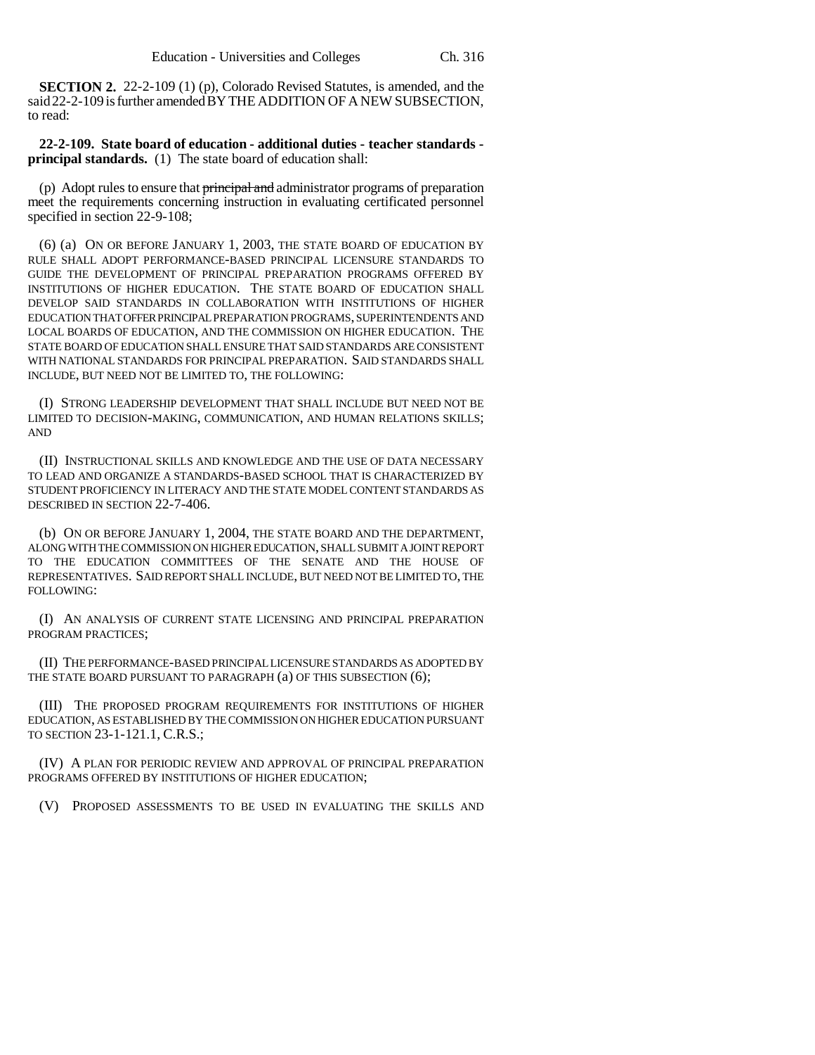**SECTION 2.** 22-2-109 (1) (p), Colorado Revised Statutes, is amended, and the said 22-2-109 is further amended BY THE ADDITION OF A NEW SUBSECTION, to read:

**22-2-109. State board of education - additional duties - teacher standards - principal standards.** (1) The state board of education shall:

(p) Adopt rules to ensure that ~~principal and~~ administrator programs of preparation meet the requirements concerning instruction in evaluating certificated personnel specified in section 22-9-108;

(6) (a) ON OR BEFORE JANUARY 1, 2003, THE STATE BOARD OF EDUCATION BY RULE SHALL ADOPT PERFORMANCE-BASED PRINCIPAL LICENSURE STANDARDS TO GUIDE THE DEVELOPMENT OF PRINCIPAL PREPARATION PROGRAMS OFFERED BY INSTITUTIONS OF HIGHER EDUCATION. THE STATE BOARD OF EDUCATION SHALL DEVELOP SAID STANDARDS IN COLLABORATION WITH INSTITUTIONS OF HIGHER EDUCATION THAT OFFER PRINCIPAL PREPARATION PROGRAMS, SUPERINTENDENTS AND LOCAL BOARDS OF EDUCATION, AND THE COMMISSION ON HIGHER EDUCATION. THE STATE BOARD OF EDUCATION SHALL ENSURE THAT SAID STANDARDS ARE CONSISTENT WITH NATIONAL STANDARDS FOR PRINCIPAL PREPARATION. SAID STANDARDS SHALL INCLUDE, BUT NEED NOT BE LIMITED TO, THE FOLLOWING:

(I) STRONG LEADERSHIP DEVELOPMENT THAT SHALL INCLUDE BUT NEED NOT BE LIMITED TO DECISION-MAKING, COMMUNICATION, AND HUMAN RELATIONS SKILLS; AND

(II) INSTRUCTIONAL SKILLS AND KNOWLEDGE AND THE USE OF DATA NECESSARY TO LEAD AND ORGANIZE A STANDARDS-BASED SCHOOL THAT IS CHARACTERIZED BY STUDENT PROFICIENCY IN LITERACY AND THE STATE MODEL CONTENT STANDARDS AS DESCRIBED IN SECTION 22-7-406.

(b) ON OR BEFORE JANUARY 1, 2004, THE STATE BOARD AND THE DEPARTMENT, ALONG WITH THE COMMISSION ON HIGHER EDUCATION, SHALL SUBMIT A JOINT REPORT TO THE EDUCATION COMMITTEES OF THE SENATE AND THE HOUSE OF REPRESENTATIVES. SAID REPORT SHALL INCLUDE, BUT NEED NOT BE LIMITED TO, THE FOLLOWING:

(I) AN ANALYSIS OF CURRENT STATE LICENSING AND PRINCIPAL PREPARATION PROGRAM PRACTICES;

(II) THE PERFORMANCE-BASED PRINCIPAL LICENSURE STANDARDS AS ADOPTED BY THE STATE BOARD PURSUANT TO PARAGRAPH (a) OF THIS SUBSECTION (6);

(III) THE PROPOSED PROGRAM REQUIREMENTS FOR INSTITUTIONS OF HIGHER EDUCATION, AS ESTABLISHED BY THE COMMISSION ON HIGHER EDUCATION PURSUANT TO SECTION 23-1-121.1, C.R.S.;

(IV) A PLAN FOR PERIODIC REVIEW AND APPROVAL OF PRINCIPAL PREPARATION PROGRAMS OFFERED BY INSTITUTIONS OF HIGHER EDUCATION;

(V) PROPOSED ASSESSMENTS TO BE USED IN EVALUATING THE SKILLS AND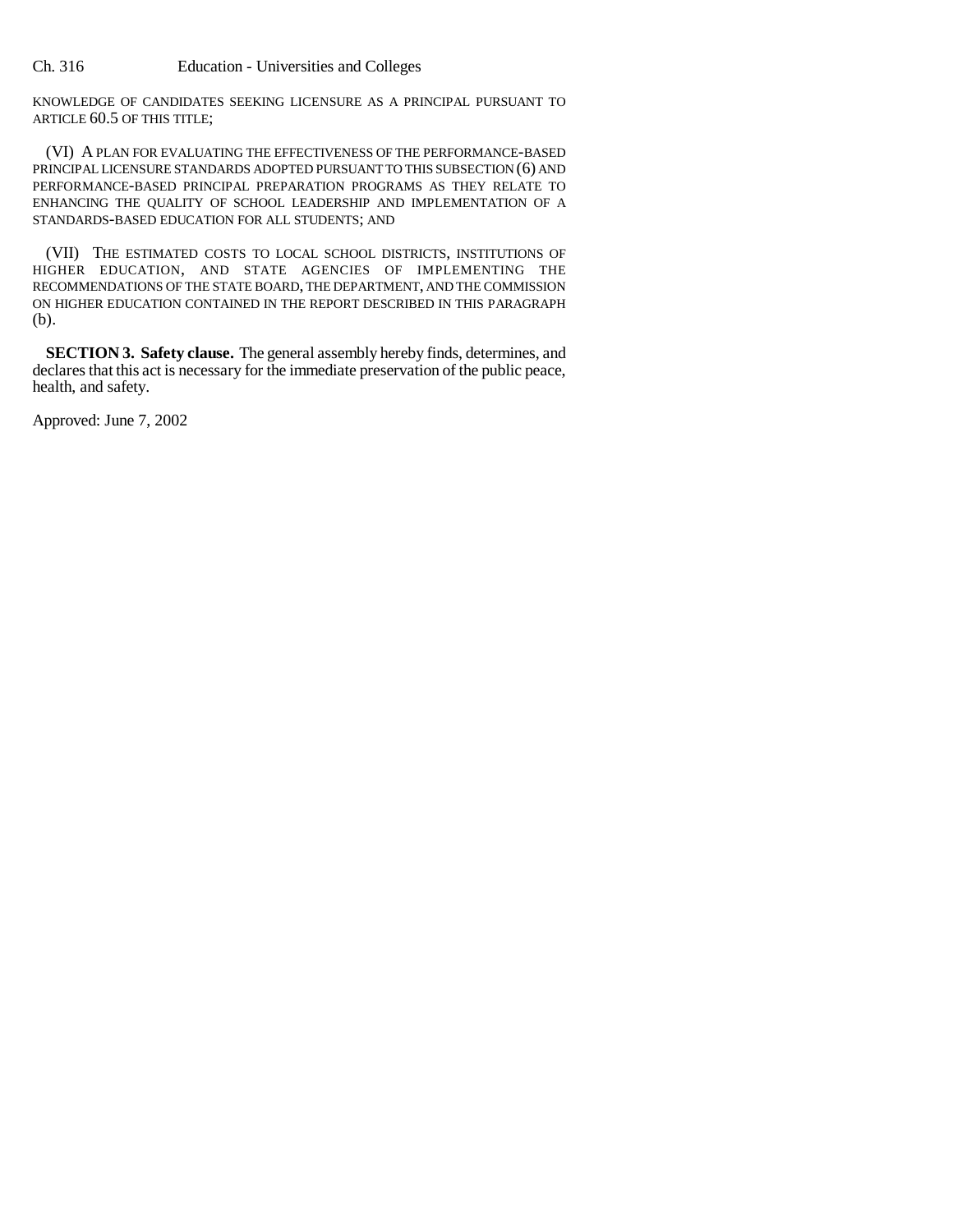KNOWLEDGE OF CANDIDATES SEEKING LICENSURE AS A PRINCIPAL PURSUANT TO ARTICLE 60.5 OF THIS TITLE;

(VI) A PLAN FOR EVALUATING THE EFFECTIVENESS OF THE PERFORMANCE-BASED PRINCIPAL LICENSURE STANDARDS ADOPTED PURSUANT TO THIS SUBSECTION (6) AND PERFORMANCE-BASED PRINCIPAL PREPARATION PROGRAMS AS THEY RELATE TO ENHANCING THE QUALITY OF SCHOOL LEADERSHIP AND IMPLEMENTATION OF A STANDARDS-BASED EDUCATION FOR ALL STUDENTS; AND

(VII) THE ESTIMATED COSTS TO LOCAL SCHOOL DISTRICTS, INSTITUTIONS OF HIGHER EDUCATION, AND STATE AGENCIES OF IMPLEMENTING THE RECOMMENDATIONS OF THE STATE BOARD, THE DEPARTMENT, AND THE COMMISSION ON HIGHER EDUCATION CONTAINED IN THE REPORT DESCRIBED IN THIS PARAGRAPH (b).

**SECTION 3. Safety clause.** The general assembly hereby finds, determines, and declares that this act is necessary for the immediate preservation of the public peace, health, and safety.

Approved: June 7, 2002